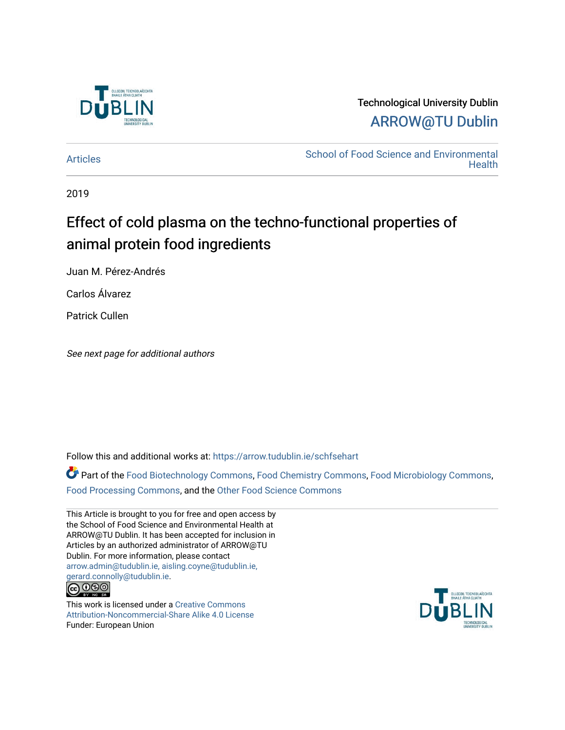Technological University Dublin

ARROW@TU Dublin

Articles

School of Food Science and Environmental Health

2019

# Effect of cold plasma on the techno-functional properties of animal protein food ingredients

Juan M. Pérez-Andrés

Carlos Álvarez

Patrick Cullen

*See next page for additional authors*

Follow this and additional works at: https://arrow.tudublin.ie/schfsehart

Part of the Food Biotechnology Commons, Food Chemistry Commons, Food Microbiology Commons, Food Processing Commons, and the Other Food Science Commons

This Article is brought to you for free and open access by the School of Food Science and Environmental Health at ARROW@TU Dublin. It has been accepted for inclusion in Articles by an authorized administrator of ARROW@TU Dublin. For more information, please contact arrow.admin@tudublin.ie, aisling.coyne@tudublin.ie, gerard.connolly@tudublin.ie.

This work is licensed under a Creative Commons Attribution-Noncommercial-Share Alike 4.0 License

Funder: European Union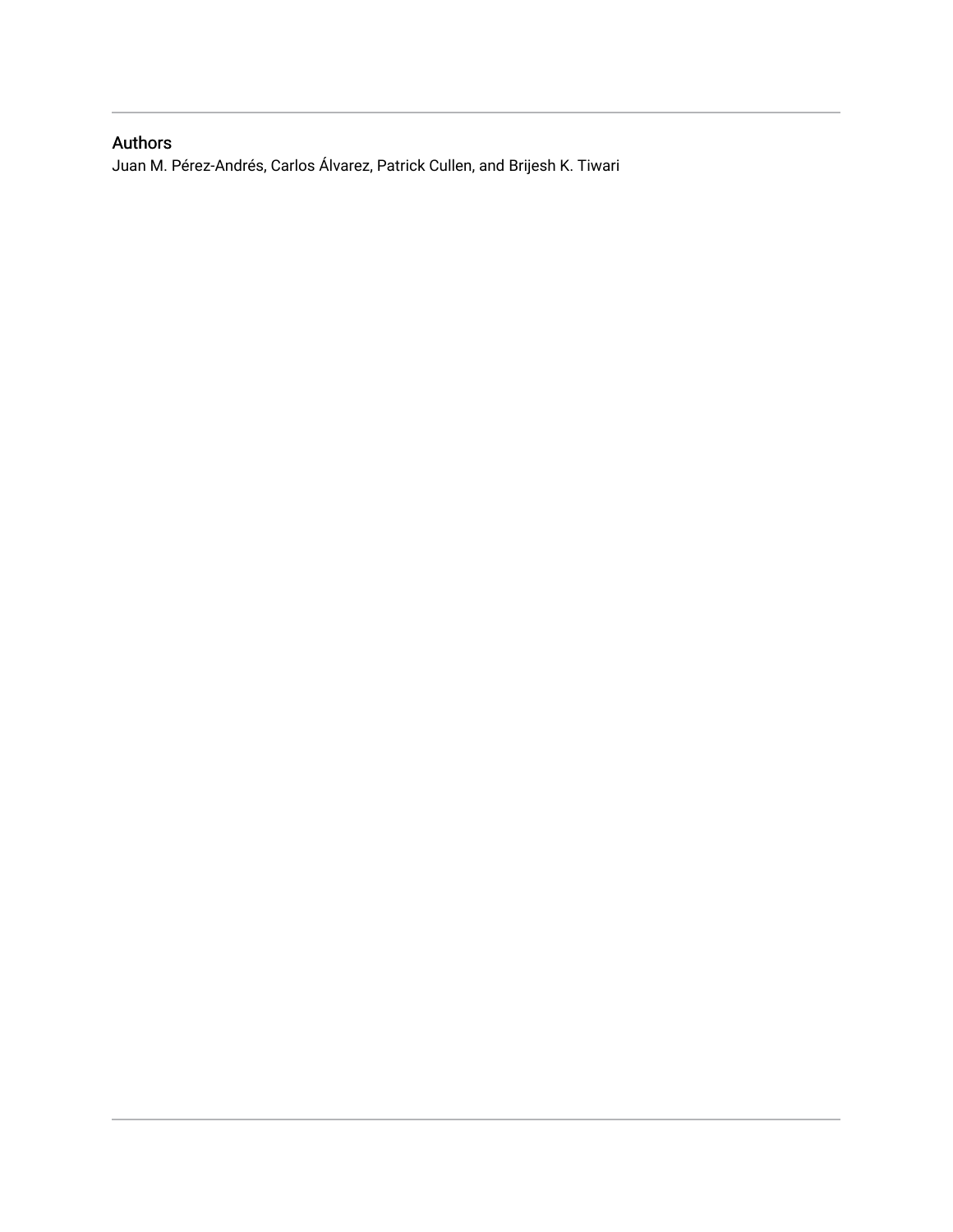## Authors

Juan M. Pérez-Andrés, Carlos Álvarez, Patrick Cullen, and Brijesh K. Tiwari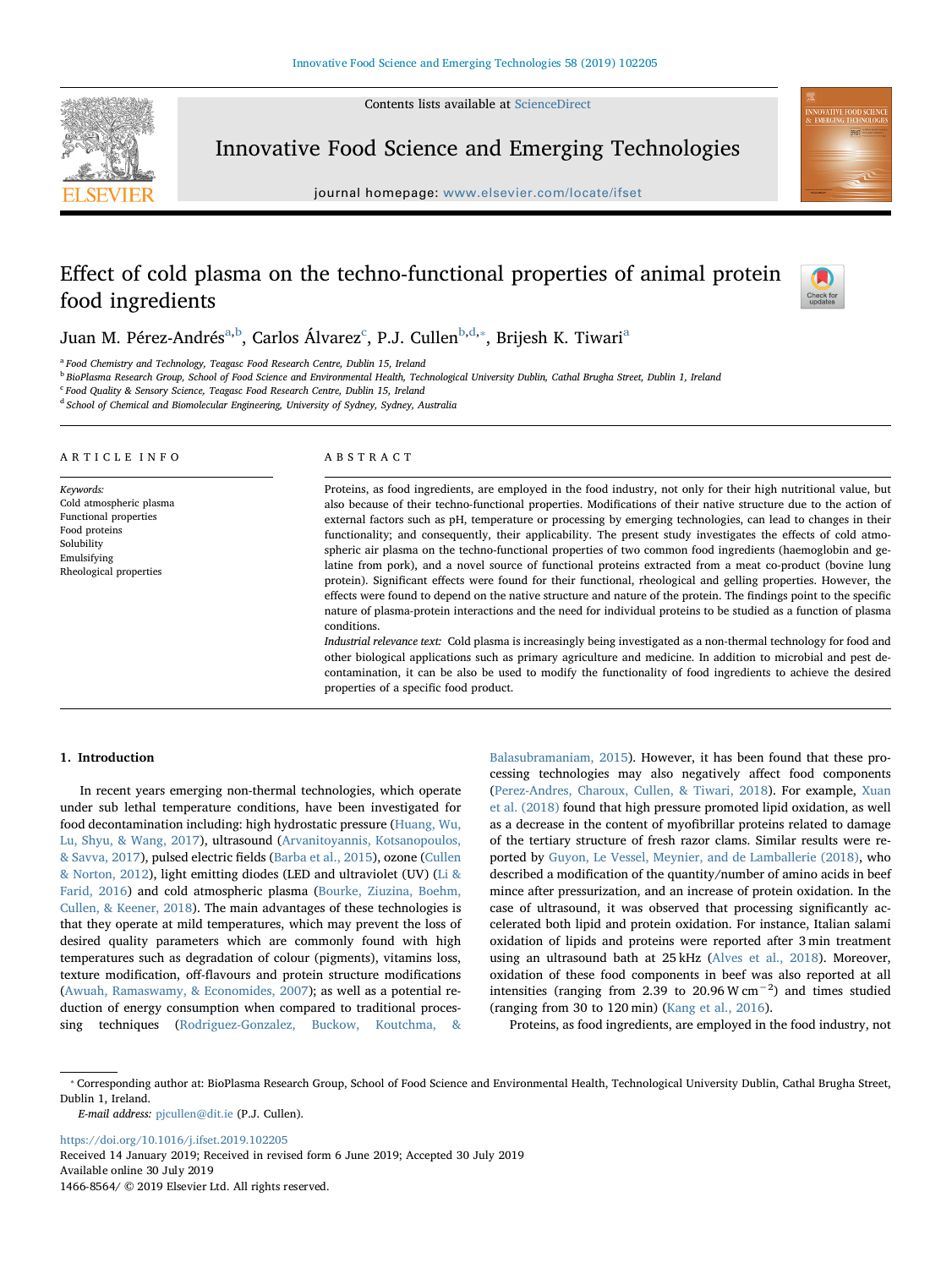# Effect of cold plasma on the techno-functional properties of animal protein food ingredients

Juan M. Pérez-Andrés[a,b], Carlos Álvarez[c], P.J. Cullen[b,d,*], Brijesh K. Tiwari[a]

[a] Food Chemistry and Technology, Teagasc Food Research Centre, Dublin 15, Ireland
[b] BioPlasma Research Group, School of Food Science and Environmental Health, Technological University Dublin, Cathal Brugha Street, Dublin 1, Ireland
[c] Food Quality & Sensory Science, Teagasc Food Research Centre, Dublin 15, Ireland
[d] School of Chemical and Biomolecular Engineering, University of Sydney, Sydney, Australia

## ARTICLE INFO

*Keywords:*
Cold atmospheric plasma
Functional properties
Food proteins
Solubility
Emulsifying
Rheological properties

## ABSTRACT

Proteins, as food ingredients, are employed in the food industry, not only for their high nutritional value, but also because of their techno-functional properties. Modifications of their native structure due to the action of external factors such as pH, temperature or processing by emerging technologies, can lead to changes in their functionality; and consequently, their applicability. The present study investigates the effects of cold atmospheric air plasma on the techno-functional properties of two common food ingredients (haemoglobin and gelatine from pork), and a novel source of functional proteins extracted from a meat co-product (bovine lung protein). Significant effects were found for their functional, rheological and gelling properties. However, the effects were found to depend on the native structure and nature of the protein. The findings point to the specific nature of plasma-protein interactions and the need for individual proteins to be studied as a function of plasma conditions.

*Industrial relevance text:* Cold plasma is increasingly being investigated as a non-thermal technology for food and other biological applications such as primary agriculture and medicine. In addition to microbial and pest decontamination, it can be also be used to modify the functionality of food ingredients to achieve the desired properties of a specific food product.

## 1. Introduction

In recent years emerging non-thermal technologies, which operate under sub lethal temperature conditions, have been investigated for food decontamination including: high hydrostatic pressure (Huang, Wu, Lu, Shyu, & Wang, 2017), ultrasound (Arvanitoyannis, Kotsanopoulos, & Savva, 2017), pulsed electric fields (Barba et al., 2015), ozone (Cullen & Norton, 2012), light emitting diodes (LED and ultraviolet (UV) (Li & Farid, 2016) and cold atmospheric plasma (Bourke, Ziuzina, Boehm, Cullen, & Keener, 2018). The main advantages of these technologies is that they operate at mild temperatures, which may prevent the loss of desired quality parameters which are commonly found with high temperatures such as degradation of colour (pigments), vitamins loss, texture modification, off-flavours and protein structure modifications (Awuah, Ramaswamy, & Economides, 2007); as well as a potential reduction of energy consumption when compared to traditional processing techniques (Rodriguez-Gonzalez, Buckow, Koutchma, & Balasubramaniam, 2015). However, it has been found that these processing technologies may also negatively affect food components (Perez-Andres, Charoux, Cullen, & Tiwari, 2018). For example, Xuan et al. (2018) found that high pressure promoted lipid oxidation, as well as a decrease in the content of myofibrillar proteins related to damage of the tertiary structure of fresh razor clams. Similar results were reported by Guyon, Le Vessel, Meynier, and de Lamballerie (2018), who described a modification of the quantity/number of amino acids in beef mince after pressurization, and an increase of protein oxidation. In the case of ultrasound, it was observed that processing significantly accelerated both lipid and protein oxidation. For instance, Italian salami oxidation of lipids and proteins were reported after 3 min treatment using an ultrasound bath at 25 kHz (Alves et al., 2018). Moreover, oxidation of these food components in beef was also reported at all intensities (ranging from 2.39 to 20.96 W $cm^{-2}$) and times studied (ranging from 30 to 120 min) (Kang et al., 2016).

Proteins, as food ingredients, are employed in the food industry, not

---

* Corresponding author at: BioPlasma Research Group, School of Food Science and Environmental Health, Technological University Dublin, Cathal Brugha Street, Dublin 1, Ireland.
*E-mail address:* pjcullen@dit.ie (P.J. Cullen).

https://doi.org/10.1016/j.ifset.2019.102205
Received 14 January 2019; Received in revised form 6 June 2019; Accepted 30 July 2019
Available online 30 July 2019
1466-8564/ © 2019 Elsevier Ltd. All rights reserved.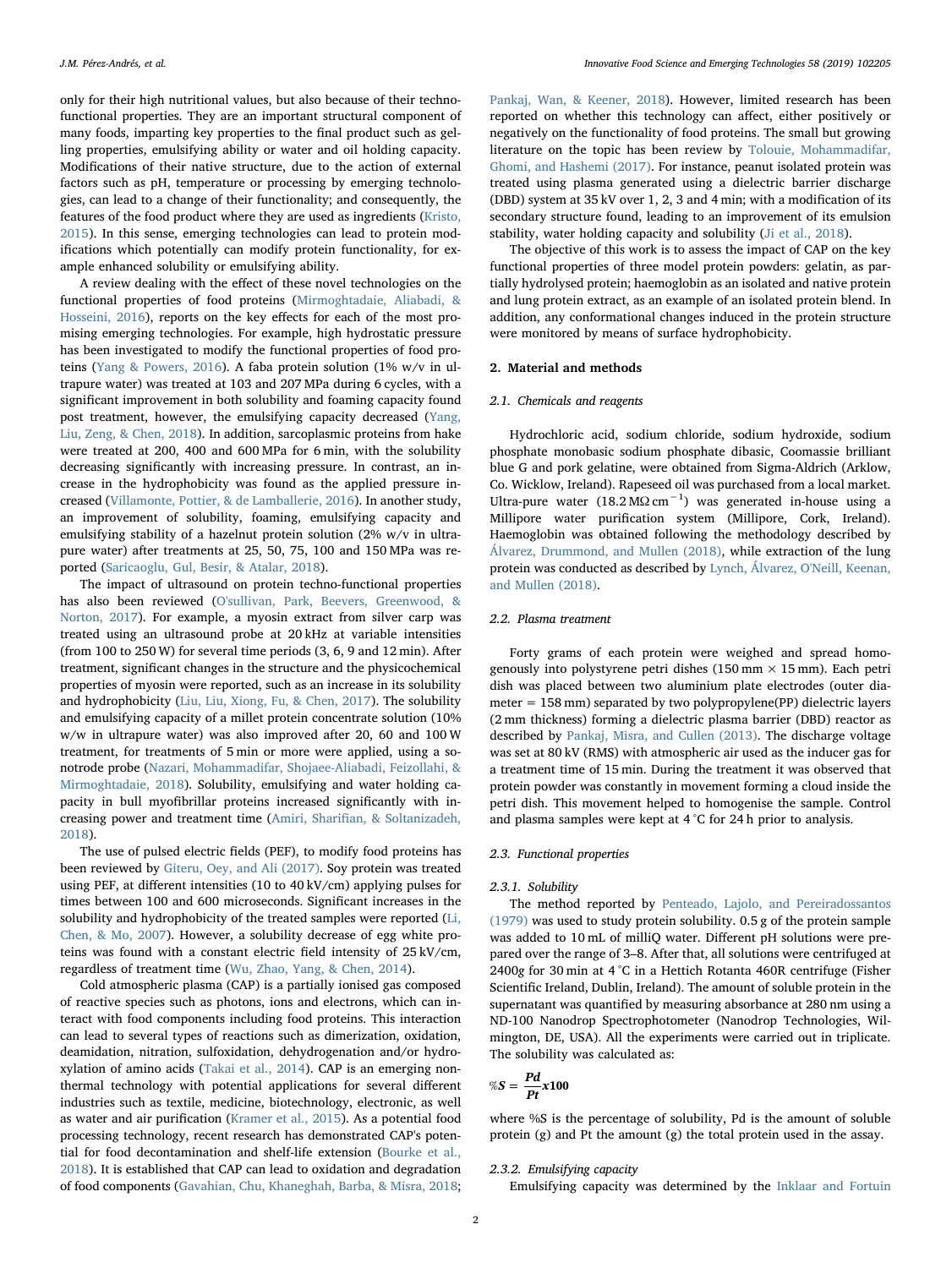only for their high nutritional values, but also because of their techno-functional properties. They are an important structural component of many foods, imparting key properties to the final product such as gelling properties, emulsifying ability or water and oil holding capacity. Modifications of their native structure, due to the action of external factors such as pH, temperature or processing by emerging technologies, can lead to a change of their functionality; and consequently, the features of the food product where they are used as ingredients (Kristo, 2015). In this sense, emerging technologies can lead to protein modifications which potentially can modify protein functionality, for example enhanced solubility or emulsifying ability.

A review dealing with the effect of these novel technologies on the functional properties of food proteins (Mirmoghtadaie, Aliabadi, & Hosseini, 2016), reports on the key effects for each of the most promising emerging technologies. For example, high hydrostatic pressure has been investigated to modify the functional properties of food proteins (Yang & Powers, 2016). A faba protein solution (1% w/v in ultrapure water) was treated at 103 and 207 MPa during 6 cycles, with a significant improvement in both solubility and foaming capacity found post treatment, however, the emulsifying capacity decreased (Yang, Liu, Zeng, & Chen, 2018). In addition, sarcoplasmic proteins from hake were treated at 200, 400 and 600 MPa for 6 min, with the solubility decreasing significantly with increasing pressure. In contrast, an increase in the hydrophobicity was found as the applied pressure increased (Villamonte, Pottier, & de Lamballerie, 2016). In another study, an improvement of solubility, foaming, emulsifying capacity and emulsifying stability of a hazelnut protein solution (2% w/v in ultrapure water) after treatments at 25, 50, 75, 100 and 150 MPa was reported (Saricaoglu, Gul, Besir, & Atalar, 2018).

The impact of ultrasound on protein techno-functional properties has also been reviewed (O'sullivan, Park, Beevers, Greenwood, & Norton, 2017). For example, a myosin extract from silver carp was treated using an ultrasound probe at 20 kHz at variable intensities (from 100 to 250 W) for several time periods (3, 6, 9 and 12 min). After treatment, significant changes in the structure and the physicochemical properties of myosin were reported, such as an increase in its solubility and hydrophobicity (Liu, Liu, Xiong, Fu, & Chen, 2017). The solubility and emulsifying capacity of a millet protein concentrate solution (10% w/w in ultrapure water) was also improved after 20, 60 and 100 W treatment, for treatments of 5 min or more were applied, using a sonotrode probe (Nazari, Mohammadifar, Shojaee-Aliabadi, Feizollahi, & Mirmoghtadaie, 2018). Solubility, emulsifying and water holding capacity in bull myofibrillar proteins increased significantly with increasing power and treatment time (Amiri, Sharifian, & Soltanizadeh, 2018).

The use of pulsed electric fields (PEF), to modify food proteins has been reviewed by Giteru, Oey, and Ali (2017). Soy protein was treated using PEF, at different intensities (10 to 40 kV/cm) applying pulses for times between 100 and 600 microseconds. Significant increases in the solubility and hydrophobicity of the treated samples were reported (Li, Chen, & Mo, 2007). However, a solubility decrease of egg white proteins was found with a constant electric field intensity of 25 kV/cm, regardless of treatment time (Wu, Zhao, Yang, & Chen, 2014).

Cold atmospheric plasma (CAP) is a partially ionised gas composed of reactive species such as photons, ions and electrons, which can interact with food components including food proteins. This interaction can lead to several types of reactions such as dimerization, oxidation, deamidation, nitration, sulfoxidation, dehydrogenation and/or hydroxylation of amino acids (Takai et al., 2014). CAP is an emerging non-thermal technology with potential applications for several different industries such as textile, medicine, biotechnology, electronic, as well as water and air purification (Kramer et al., 2015). As a potential food processing technology, recent research has demonstrated CAP's potential for food decontamination and shelf-life extension (Bourke et al., 2018). It is established that CAP can lead to oxidation and degradation of food components (Gavahian, Chu, Khaneghah, Barba, & Misra, 2018; Pankaj, Wan, & Keener, 2018). However, limited research has been reported on whether this technology can affect, either positively or negatively on the functionality of food proteins. The small but growing literature on the topic has been review by Tolouie, Mohammadifar, Ghomi, and Hashemi (2017). For instance, peanut isolated protein was treated using plasma generated using a dielectric barrier discharge (DBD) system at 35 kV over 1, 2, 3 and 4 min; with a modification of its secondary structure found, leading to an improvement of its emulsion stability, water holding capacity and solubility (Ji et al., 2018).

The objective of this work is to assess the impact of CAP on the key functional properties of three model protein powders: gelatin, as partially hydrolysed protein; haemoglobin as an isolated and native protein and lung protein extract, as an example of an isolated protein blend. In addition, any conformational changes induced in the protein structure were monitored by means of surface hydrophobicity.

## 2. Material and methods

### 2.1. Chemicals and reagents

Hydrochloric acid, sodium chloride, sodium hydroxide, sodium phosphate monobasic sodium phosphate dibasic, Coomassie brilliant blue G and pork gelatine, were obtained from Sigma-Aldrich (Arklow, Co. Wicklow, Ireland). Rapeseed oil was purchased from a local market. Ultra-pure water (18.2 MΩ $cm^{-1}$) was generated in-house using a Millipore water purification system (Millipore, Cork, Ireland). Haemoglobin was obtained following the methodology described by Álvarez, Drummond, and Mullen (2018), while extraction of the lung protein was conducted as described by Lynch, Álvarez, O'Neill, Keenan, and Mullen (2018).

### 2.2. Plasma treatment

Forty grams of each protein were weighed and spread homogenously into polystyrene petri dishes (150 mm × 15 mm). Each petri dish was placed between two aluminium plate electrodes (outer diameter = 158 mm) separated by two polypropylene(PP) dielectric layers (2 mm thickness) forming a dielectric plasma barrier (DBD) reactor as described by Pankaj, Misra, and Cullen (2013). The discharge voltage was set at 80 kV (RMS) with atmospheric air used as the inducer gas for a treatment time of 15 min. During the treatment it was observed that protein powder was constantly in movement forming a cloud inside the petri dish. This movement helped to homogenise the sample. Control and plasma samples were kept at 4 °C for 24 h prior to analysis.

### 2.3. Functional properties

#### 2.3.1. Solubility

The method reported by Penteado, Lajolo, and Pereiradossantos (1979) was used to study protein solubility. 0.5 g of the protein sample was added to 10 mL of milliQ water. Different pH solutions were prepared over the range of 3–8. After that, all solutions were centrifuged at 2400g for 30 min at 4 °C in a Hettich Rotanta 460R centrifuge (Fisher Scientific Ireland, Dublin, Ireland). The amount of soluble protein in the supernatant was quantified by measuring absorbance at 280 nm using a ND-100 Nanodrop Spectrophotometer (Nanodrop Technologies, Wilmington, DE, USA). All the experiments were carried out in triplicate. The solubility was calculated as:

$$\%S = \frac{Pd}{Pt} x100$$

where %S is the percentage of solubility, Pd is the amount of soluble protein (g) and Pt the amount (g) the total protein used in the assay.

#### 2.3.2. Emulsifying capacity

Emulsifying capacity was determined by the Inklaar and Fortuin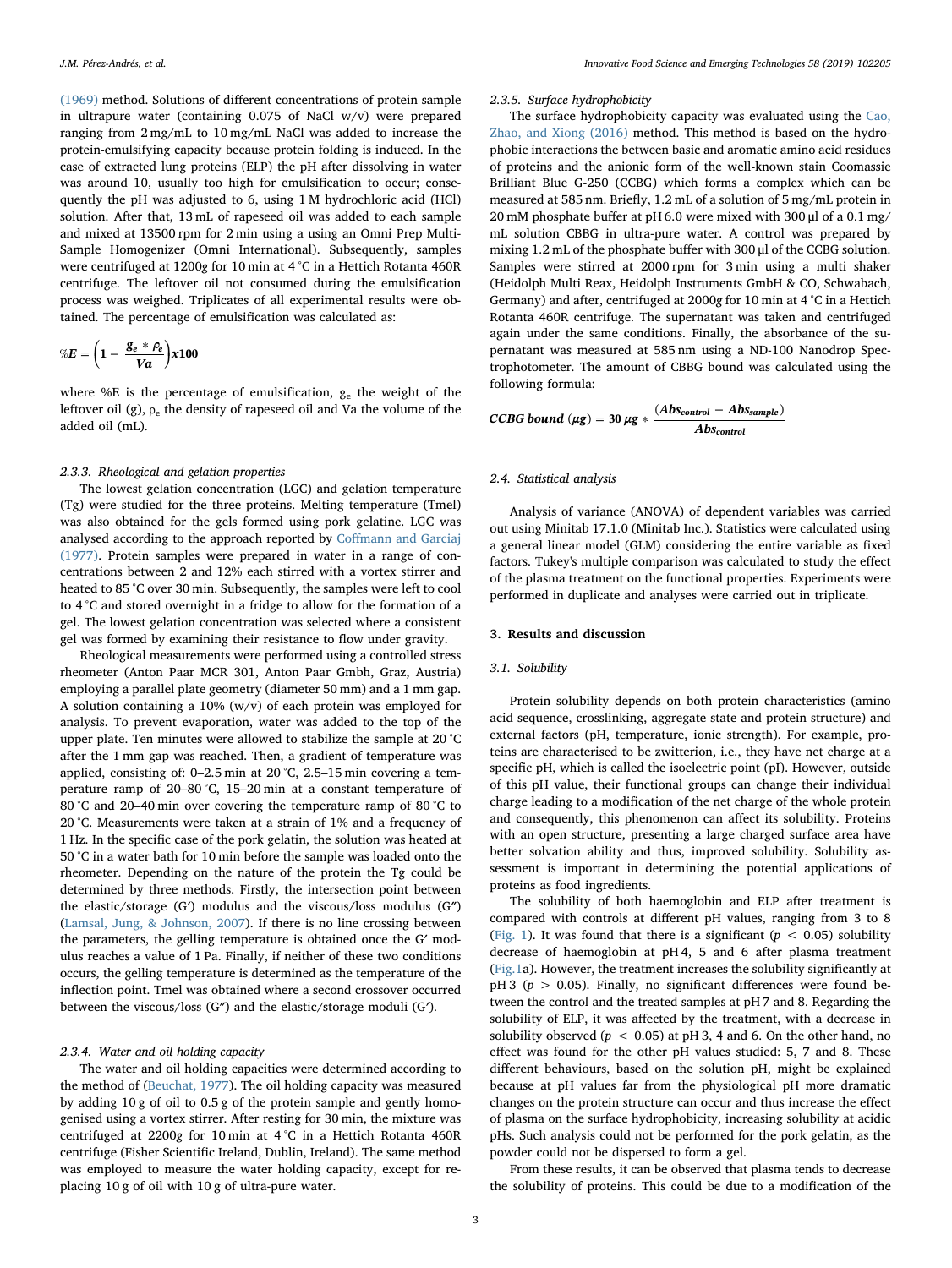(1969) method. Solutions of different concentrations of protein sample in ultrapure water (containing 0.075 of NaCl w/v) were prepared ranging from 2 mg/mL to 10 mg/mL NaCl was added to increase the protein-emulsifying capacity because protein folding is induced. In the case of extracted lung proteins (ELP) the pH after dissolving in water was around 10, usually too high for emulsification to occur; consequently the pH was adjusted to 6, using 1 M hydrochloric acid (HCl) solution. After that, 13 mL of rapeseed oil was added to each sample and mixed at 13500 rpm for 2 min using a using an Omni Prep Multi-Sample Homogenizer (Omni International). Subsequently, samples were centrifuged at 1200g for 10 min at 4 °C in a Hettich Rotanta 460R centrifuge. The leftover oil not consumed during the emulsification process was weighed. Triplicates of all experimental results were obtained. The percentage of emulsification was calculated as:

$$\%E = \left(1 - \frac{g_e * \rho_e}{Va}\right)x100$$

where %E is the percentage of emulsification, $g_e$ the weight of the leftover oil (g), $\rho_e$ the density of rapeseed oil and Va the volume of the added oil (mL).

#### 2.3.3. Rheological and gelation properties

The lowest gelation concentration (LGC) and gelation temperature (Tg) were studied for the three proteins. Melting temperature (Tmel) was also obtained for the gels formed using pork gelatine. LGC was analysed according to the approach reported by Coffmann and Garciaj (1977). Protein samples were prepared in water in a range of concentrations between 2 and 12% each stirred with a vortex stirrer and heated to 85 °C over 30 min. Subsequently, the samples were left to cool to 4 °C and stored overnight in a fridge to allow for the formation of a gel. The lowest gelation concentration was selected where a consistent gel was formed by examining their resistance to flow under gravity.

Rheological measurements were performed using a controlled stress rheometer (Anton Paar MCR 301, Anton Paar Gmbh, Graz, Austria) employing a parallel plate geometry (diameter 50 mm) and a 1 mm gap. A solution containing a 10% (w/v) of each protein was employed for analysis. To prevent evaporation, water was added to the top of the upper plate. Ten minutes were allowed to stabilize the sample at 20 °C after the 1 mm gap was reached. Then, a gradient of temperature was applied, consisting of: 0–2.5 min at 20 °C, 2.5–15 min covering a temperature ramp of 20–80 °C, 15–20 min at a constant temperature of 80 °C and 20–40 min over covering the temperature ramp of 80 °C to 20 °C. Measurements were taken at a strain of 1% and a frequency of 1 Hz. In the specific case of the pork gelatin, the solution was heated at 50 °C in a water bath for 10 min before the sample was loaded onto the rheometer. Depending on the nature of the protein the Tg could be determined by three methods. Firstly, the intersection point between the elastic/storage (G′) modulus and the viscous/loss modulus (G″) (Lamsal, Jung, & Johnson, 2007). If there is no line crossing between the parameters, the gelling temperature is obtained once the G′ modulus reaches a value of 1 Pa. Finally, if neither of these two conditions occurs, the gelling temperature is determined as the temperature of the inflection point. Tmel was obtained where a second crossover occurred between the viscous/loss (G″) and the elastic/storage moduli (G′).

#### 2.3.4. Water and oil holding capacity

The water and oil holding capacities were determined according to the method of (Beuchat, 1977). The oil holding capacity was measured by adding 10 g of oil to 0.5 g of the protein sample and gently homogenised using a vortex stirrer. After resting for 30 min, the mixture was centrifuged at 2200g for 10 min at 4 °C in a Hettich Rotanta 460R centrifuge (Fisher Scientific Ireland, Dublin, Ireland). The same method was employed to measure the water holding capacity, except for replacing 10 g of oil with 10 g of ultra-pure water.

#### 2.3.5. Surface hydrophobicity

The surface hydrophobicity capacity was evaluated using the Cao, Zhao, and Xiong (2016) method. This method is based on the hydrophobic interactions the between basic and aromatic amino acid residues of proteins and the anionic form of the well-known stain Coomassie Brilliant Blue G-250 (CCBG) which forms a complex which can be measured at 585 nm. Briefly, 1.2 mL of a solution of 5 mg/mL protein in 20 mM phosphate buffer at pH 6.0 were mixed with 300 µl of a 0.1 mg/mL solution CBBG in ultra-pure water. A control was prepared by mixing 1.2 mL of the phosphate buffer with 300 µl of the CCBG solution. Samples were stirred at 2000 rpm for 3 min using a multi shaker (Heidolph Multi Reax, Heidolph Instruments GmbH & CO, Schwabach, Germany) and after, centrifuged at 2000g for 10 min at 4 °C in a Hettich Rotanta 460R centrifuge. The supernatant was taken and centrifuged again under the same conditions. Finally, the absorbance of the supernatant was measured at 585 nm using a ND-100 Nanodrop Spectrophotometer. The amount of CBBG bound was calculated using the following formula:

$$\textbf{\textit{CCBG bound}}\ (\mu g) = 30\ \mu g * \frac{(Abs_{control} - Abs_{sample})}{Abs_{control}}$$

### 2.4. Statistical analysis

Analysis of variance (ANOVA) of dependent variables was carried out using Minitab 17.1.0 (Minitab Inc.). Statistics were calculated using a general linear model (GLM) considering the entire variable as fixed factors. Tukey's multiple comparison was calculated to study the effect of the plasma treatment on the functional properties. Experiments were performed in duplicate and analyses were carried out in triplicate.

## 3. Results and discussion

### 3.1. Solubility

Protein solubility depends on both protein characteristics (amino acid sequence, crosslinking, aggregate state and protein structure) and external factors (pH, temperature, ionic strength). For example, proteins are characterised to be zwitterion, i.e., they have net charge at a specific pH, which is called the isoelectric point (pI). However, outside of this pH value, their functional groups can change their individual charge leading to a modification of the net charge of the whole protein and consequently, this phenomenon can affect its solubility. Proteins with an open structure, presenting a large charged surface area have better solvation ability and thus, improved solubility. Solubility assessment is important in determining the potential applications of proteins as food ingredients.

The solubility of both haemoglobin and ELP after treatment is compared with controls at different pH values, ranging from 3 to 8 (Fig. 1). It was found that there is a significant ($p < 0.05$) solubility decrease of haemoglobin at pH 4, 5 and 6 after plasma treatment (Fig.1a). However, the treatment increases the solubility significantly at pH 3 ($p > 0.05$). Finally, no significant differences were found between the control and the treated samples at pH 7 and 8. Regarding the solubility of ELP, it was affected by the treatment, with a decrease in solubility observed ($p < 0.05$) at pH 3, 4 and 6. On the other hand, no effect was found for the other pH values studied: 5, 7 and 8. These different behaviours, based on the solution pH, might be explained because at pH values far from the physiological pH more dramatic changes on the protein structure can occur and thus increase the effect of plasma on the surface hydrophobicity, increasing solubility at acidic pHs. Such analysis could not be performed for the pork gelatin, as the powder could not be dispersed to form a gel.

From these results, it can be observed that plasma tends to decrease the solubility of proteins. This could be due to a modification of the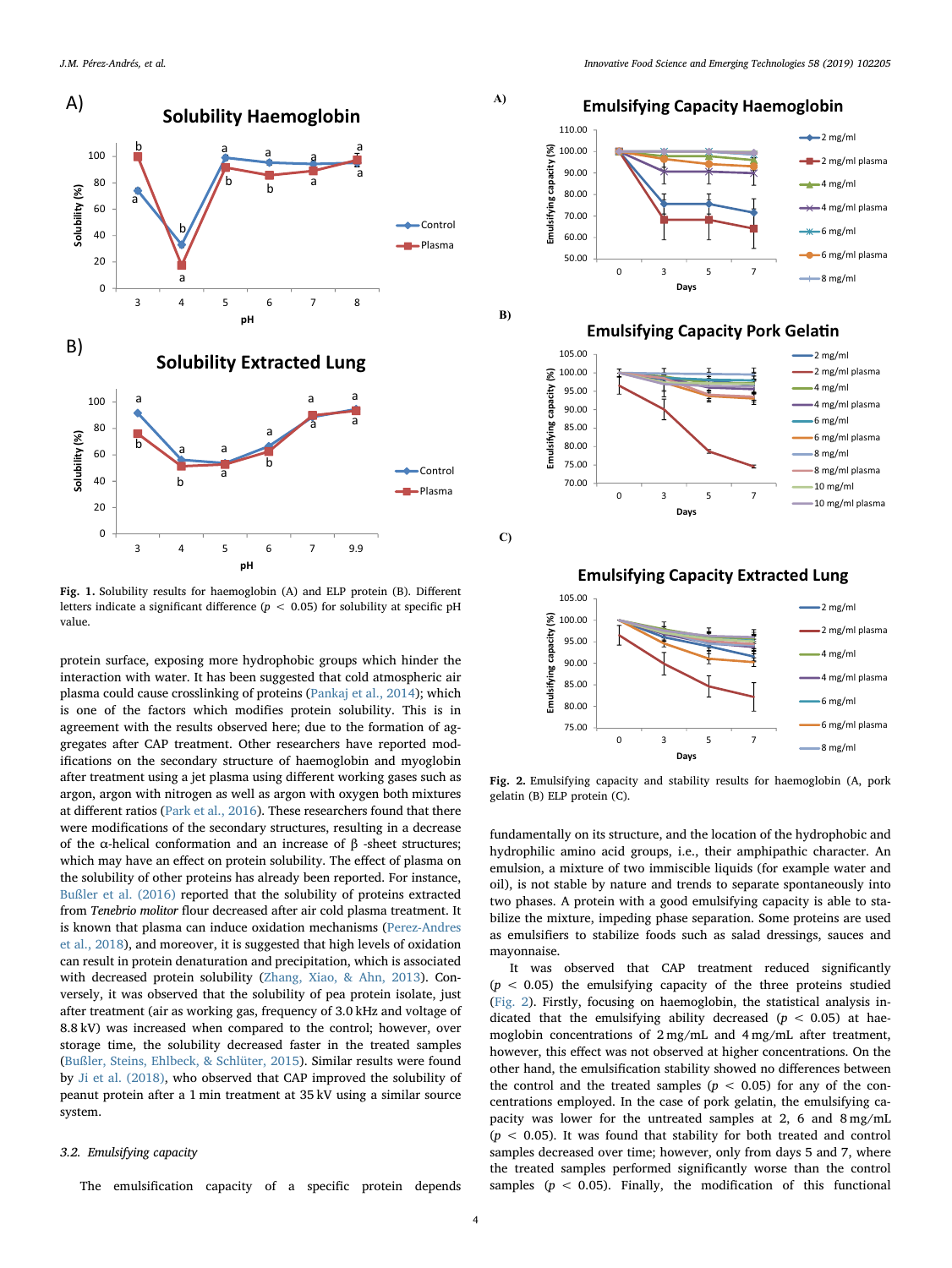Fig. 1. Solubility results for haemoglobin (A) and ELP protein (B). Different letters indicate a significant difference ($p < 0.05$) for solubility at specific pH value.

protein surface, exposing more hydrophobic groups which hinder the interaction with water. It has been suggested that cold atmospheric air plasma could cause crosslinking of proteins (Pankaj et al., 2014); which is one of the factors which modifies protein solubility. This is in agreement with the results observed here; due to the formation of aggregates after CAP treatment. Other researchers have reported modifications on the secondary structure of haemoglobin and myoglobin after treatment using a jet plasma using different working gases such as argon, argon with nitrogen as well as argon with oxygen both mixtures at different ratios (Park et al., 2016). These researchers found that there were modifications of the secondary structures, resulting in a decrease of the α-helical conformation and an increase of β -sheet structures; which may have an effect on protein solubility. The effect of plasma on the solubility of other proteins has already been reported. For instance, Bußler et al. (2016) reported that the solubility of proteins extracted from *Tenebrio molitor* flour decreased after air cold plasma treatment. It is known that plasma can induce oxidation mechanisms (Perez-Andres et al., 2018), and moreover, it is suggested that high levels of oxidation can result in protein denaturation and precipitation, which is associated with decreased protein solubility (Zhang, Xiao, & Ahn, 2013). Conversely, it was observed that the solubility of pea protein isolate, just after treatment (air as working gas, frequency of 3.0 kHz and voltage of 8.8 kV) was increased when compared to the control; however, over storage time, the solubility decreased faster in the treated samples (Bußler, Steins, Ehlbeck, & Schlüter, 2015). Similar results were found by Ji et al. (2018), who observed that CAP improved the solubility of peanut protein after a 1 min treatment at 35 kV using a similar source system.

### 3.2. Emulsifying capacity

The emulsification capacity of a specific protein depends fundamentally on its structure, and the location of the hydrophobic and hydrophilic amino acid groups, i.e., their amphipathic character. An emulsion, a mixture of two immiscible liquids (for example water and oil), is not stable by nature and trends to separate spontaneously into two phases. A protein with a good emulsifying capacity is able to stabilize the mixture, impeding phase separation. Some proteins are used as emulsifiers to stabilize foods such as salad dressings, sauces and mayonnaise.

Fig. 2. Emulsifying capacity and stability results for haemoglobin (A, pork gelatin (B) ELP protein (C).

It was observed that CAP treatment reduced significantly ($p < 0.05$) the emulsifying capacity of the three proteins studied (Fig. 2). Firstly, focusing on haemoglobin, the statistical analysis indicated that the emulsifying ability decreased ($p < 0.05$) at haemoglobin concentrations of 2 mg/mL and 4 mg/mL after treatment, however, this effect was not observed at higher concentrations. On the other hand, the emulsification stability showed no differences between the control and the treated samples ($p < 0.05$) for any of the concentrations employed. In the case of pork gelatin, the emulsifying capacity was lower for the untreated samples at 2, 6 and 8 mg/mL ($p < 0.05$). It was found that stability for both treated and control samples decreased over time; however, only from days 5 and 7, where the treated samples performed significantly worse than the control samples ($p < 0.05$). Finally, the modification of this functional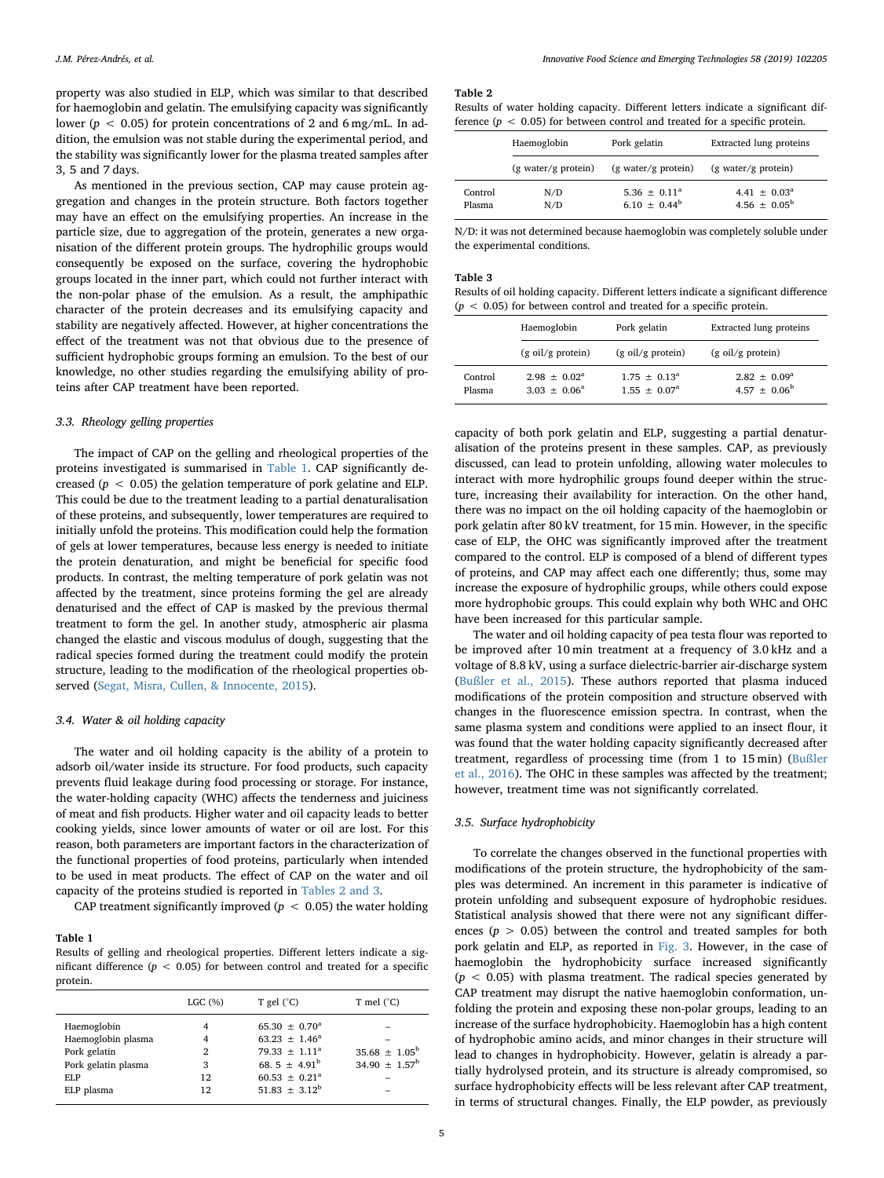property was also studied in ELP, which was similar to that described for haemoglobin and gelatin. The emulsifying capacity was significantly lower ($p < 0.05$) for protein concentrations of 2 and 6 mg/mL. In addition, the emulsion was not stable during the experimental period, and the stability was significantly lower for the plasma treated samples after 3, 5 and 7 days.

As mentioned in the previous section, CAP may cause protein aggregation and changes in the protein structure. Both factors together may have an effect on the emulsifying properties. An increase in the particle size, due to aggregation of the protein, generates a new organisation of the different protein groups. The hydrophilic groups would consequently be exposed on the surface, covering the hydrophobic groups located in the inner part, which could not further interact with the non-polar phase of the emulsion. As a result, the amphipathic character of the protein decreases and its emulsifying capacity and stability are negatively affected. However, at higher concentrations the effect of the treatment was not that obvious due to the presence of sufficient hydrophobic groups forming an emulsion. To the best of our knowledge, no other studies regarding the emulsifying ability of proteins after CAP treatment have been reported.

### 3.3. Rheology gelling properties

The impact of CAP on the gelling and rheological properties of the proteins investigated is summarised in Table 1. CAP significantly decreased ($p < 0.05$) the gelation temperature of pork gelatine and ELP. This could be due to the treatment leading to a partial denaturalisation of these proteins, and subsequently, lower temperatures are required to initially unfold the proteins. This modification could help the formation of gels at lower temperatures, because less energy is needed to initiate the protein denaturation, and might be beneficial for specific food products. In contrast, the melting temperature of pork gelatin was not affected by the treatment, since proteins forming the gel are already denaturised and the effect of CAP is masked by the previous thermal treatment to form the gel. In another study, atmospheric air plasma changed the elastic and viscous modulus of dough, suggesting that the radical species formed during the treatment could modify the protein structure, leading to the modification of the rheological properties observed (Segat, Misra, Cullen, & Innocente, 2015).

### 3.4. Water & oil holding capacity

The water and oil holding capacity is the ability of a protein to adsorb oil/water inside its structure. For food products, such capacity prevents fluid leakage during food processing or storage. For instance, the water-holding capacity (WHC) affects the tenderness and juiciness of meat and fish products. Higher water and oil capacity leads to better cooking yields, since lower amounts of water or oil are lost. For this reason, both parameters are important factors in the characterization of the functional properties of food proteins, particularly when intended to be used in meat products. The effect of CAP on the water and oil capacity of the proteins studied is reported in Tables 2 and 3.

CAP treatment significantly improved ($p < 0.05$) the water holding capacity of both pork gelatin and ELP, suggesting a partial denaturalisation of the proteins present in these samples. CAP, as previously discussed, can lead to protein unfolding, allowing water molecules to interact with more hydrophilic groups found deeper within the structure, increasing their availability for interaction. On the other hand, there was no impact on the oil holding capacity of the haemoglobin or pork gelatin after 80 kV treatment, for 15 min. However, in the specific case of ELP, the OHC was significantly improved after the treatment compared to the control. ELP is composed of a blend of different types of proteins, and CAP may affect each one differently; thus, some may increase the exposure of hydrophilic groups, while others could expose more hydrophobic groups. This could explain why both WHC and OHC have been increased for this particular sample.

The water and oil holding capacity of pea testa flour was reported to be improved after 10 min treatment at a frequency of 3.0 kHz and a voltage of 8.8 kV, using a surface dielectric-barrier air-discharge system (Bußler et al., 2015). These authors reported that plasma induced modifications of the protein composition and structure observed with changes in the fluorescence emission spectra. In contrast, when the same plasma system and conditions were applied to an insect flour, it was found that the water holding capacity significantly decreased after treatment, regardless of processing time (from 1 to 15 min) (Bußler et al., 2016). The OHC in these samples was affected by the treatment; however, treatment time was not significantly correlated.

**Table 1**
Results of gelling and rheological properties. Different letters indicate a significant difference ($p < 0.05$) for between control and treated for a specific protein.

| | LGC (%) | T gel (°C) | T mel (°C) |
|---|---|---|---|
| Haemoglobin | 4 | $65.30 \pm 0.70^a$ | – |
| Haemoglobin plasma | 4 | $63.23 \pm 1.46^a$ | – |
| Pork gelatin | 2 | $79.33 \pm 1.11^a$ | $35.68 \pm 1.05^b$ |
| Pork gelatin plasma | 3 | $68.5 \pm 4.91^b$ | $34.90 \pm 1.57^b$ |
| ELP | 12 | $60.53 \pm 0.21^a$ | – |
| ELP plasma | 12 | $51.83 \pm 3.12^b$ | – |

**Table 2**
Results of water holding capacity. Different letters indicate a significant difference ($p < 0.05$) for between control and treated for a specific protein.

| | Haemoglobin | Pork gelatin | Extracted lung proteins |
|---|---|---|---|
| | (g water/g protein) | (g water/g protein) | (g water/g protein) |
| Control | N/D | $5.36 \pm 0.11^a$ | $4.41 \pm 0.03^a$ |
| Plasma | N/D | $6.10 \pm 0.44^b$ | $4.56 \pm 0.05^b$ |

N/D: it was not determined because haemoglobin was completely soluble under the experimental conditions.

**Table 3**
Results of oil holding capacity. Different letters indicate a significant difference ($p < 0.05$) for between control and treated for a specific protein.

| | Haemoglobin | Pork gelatin | Extracted lung proteins |
|---|---|---|---|
| | (g oil/g protein) | (g oil/g protein) | (g oil/g protein) |
| Control | $2.98 \pm 0.02^a$ | $1.75 \pm 0.13^a$ | $2.82 \pm 0.09^a$ |
| Plasma | $3.03 \pm 0.06^a$ | $1.55 \pm 0.07^a$ | $4.57 \pm 0.06^b$ |

### 3.5. Surface hydrophobicity

To correlate the changes observed in the functional properties with modifications of the protein structure, the hydrophobicity of the samples was determined. An increment in this parameter is indicative of protein unfolding and subsequent exposure of hydrophobic residues. Statistical analysis showed that there were not any significant differences ($p > 0.05$) between the control and treated samples for both pork gelatin and ELP, as reported in Fig. 3. However, in the case of haemoglobin the hydrophobicity surface increased significantly ($p < 0.05$) with plasma treatment. The radical species generated by CAP treatment may disrupt the native haemoglobin conformation, unfolding the protein and exposing these non-polar groups, leading to an increase of the surface hydrophobicity. Haemoglobin has a high content of hydrophobic amino acids, and minor changes in their structure will lead to changes in hydrophobicity. However, gelatin is already a partially hydrolysed protein, and its structure is already compromised, so surface hydrophobicity effects will be less relevant after CAP treatment, in terms of structural changes. Finally, the ELP powder, as previously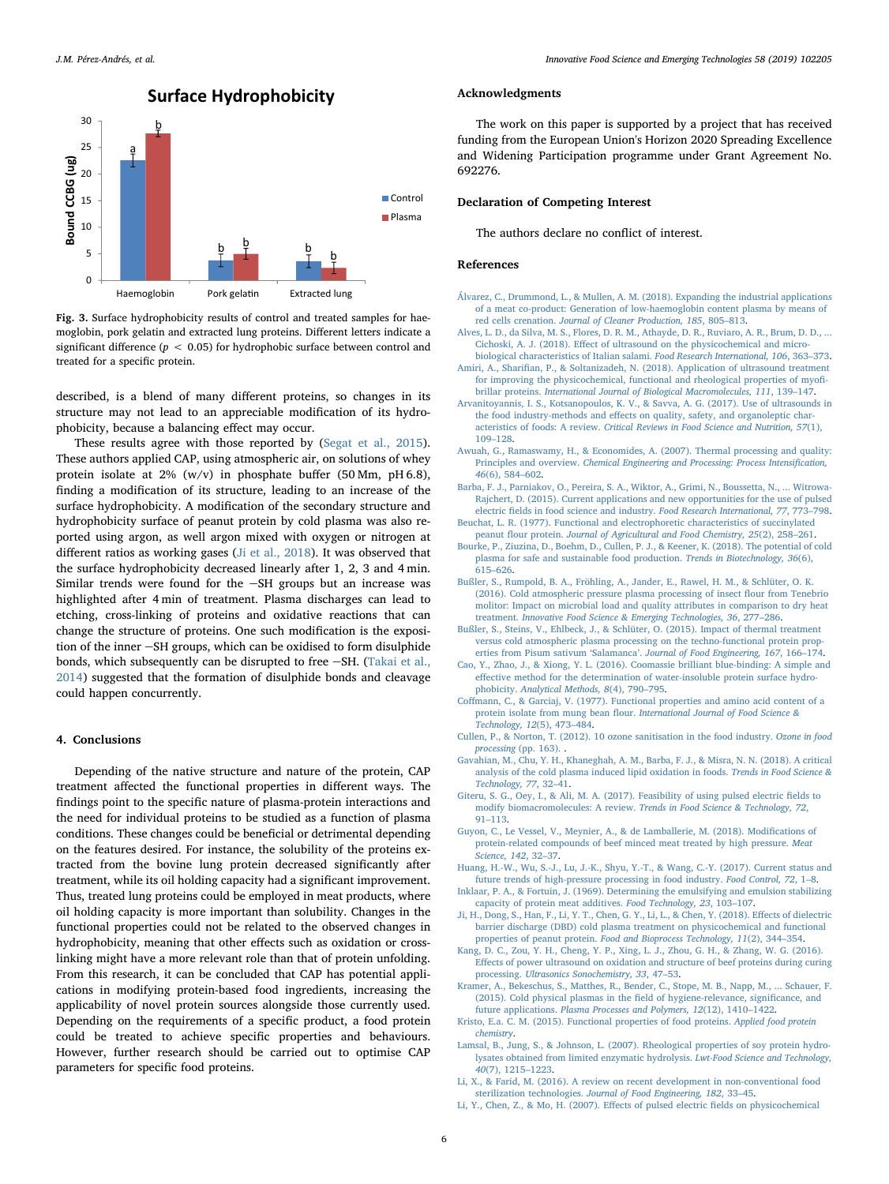Surface Hydrophobicity

**Fig. 3.** Surface hydrophobicity results of control and treated samples for haemoglobin, pork gelatin and extracted lung proteins. Different letters indicate a significant difference ($p < 0.05$) for hydrophobic surface between control and treated for a specific protein.

described, is a blend of many different proteins, so changes in its structure may not lead to an appreciable modification of its hydrophobicity, because a balancing effect may occur.

These results agree with those reported by (Segat et al., 2015). These authors applied CAP, using atmospheric air, on solutions of whey protein isolate at 2% (w/v) in phosphate buffer (50 Mm, pH 6.8), finding a modification of its structure, leading to an increase of the surface hydrophobicity. A modification of the secondary structure and hydrophobicity surface of peanut protein by cold plasma was also reported using argon, as well argon mixed with oxygen or nitrogen at different ratios as working gases (Ji et al., 2018). It was observed that the surface hydrophobicity decreased linearly after 1, 2, 3 and 4 min. Similar trends were found for the −SH groups but an increase was highlighted after 4 min of treatment. Plasma discharges can lead to etching, cross-linking of proteins and oxidative reactions that can change the structure of proteins. One such modification is the exposition of the inner −SH groups, which can be oxidised to form disulphide bonds, which subsequently can be disrupted to free −SH. (Takai et al., 2014) suggested that the formation of disulphide bonds and cleavage could happen concurrently.

## 4. Conclusions

Depending of the native structure and nature of the protein, CAP treatment affected the functional properties in different ways. The findings point to the specific nature of plasma-protein interactions and the need for individual proteins to be studied as a function of plasma conditions. These changes could be beneficial or detrimental depending on the features desired. For instance, the solubility of the proteins extracted from the bovine lung protein decreased significantly after treatment, while its oil holding capacity had a significant improvement. Thus, treated lung proteins could be employed in meat products, where oil holding capacity is more important than solubility. Changes in the functional properties could not be related to the observed changes in hydrophobicity, meaning that other effects such as oxidation or cross-linking might have a more relevant role than that of protein unfolding. From this research, it can be concluded that CAP has potential applications in modifying protein-based food ingredients, increasing the applicability of novel protein sources alongside those currently used. Depending on the requirements of a specific product, a food protein could be treated to achieve specific properties and behaviours. However, further research should be carried out to optimise CAP parameters for specific food proteins.

## Acknowledgments

The work on this paper is supported by a project that has received funding from the European Union's Horizon 2020 Spreading Excellence and Widening Participation programme under Grant Agreement No. 692276.

## Declaration of Competing Interest

The authors declare no conflict of interest.

## References

Álvarez, C., Drummond, L., & Mullen, A. M. (2018). Expanding the industrial applications of a meat co-product: Generation of low-haemoglobin content plasma by means of red cells crenation. *Journal of Cleaner Production, 185*, 805–813.

Alves, L. D., da Silva, M. S., Flores, D. R. M., Athayde, D. R., Ruviaro, A. R., Brum, D. D., ... Cichoski, A. J. (2018). Effect of ultrasound on the physicochemical and microbiological characteristics of Italian salami. *Food Research International, 106*, 363–373.

Amiri, A., Sharifian, P., & Soltanizadeh, N. (2018). Application of ultrasound treatment for improving the physicochemical, functional and rheological properties of myofibrillar proteins. *International Journal of Biological Macromolecules, 111*, 139–147.

Arvanitoyannis, I. S., Kotsanopoulos, K. V., & Savva, A. G. (2017). Use of ultrasounds in the food industry-methods and effects on quality, safety, and organoleptic characteristics of foods: A review. *Critical Reviews in Food Science and Nutrition, 57*(1), 109–128.

Awuah, G., Ramaswamy, H., & Economides, A. (2007). Thermal processing and quality: Principles and overview. *Chemical Engineering and Processing: Process Intensification, 46*(6), 584–602.

Barba, F. J., Parniakov, O., Pereira, S. A., Wiktor, A., Grimi, N., Boussetta, N., ... Witrowa-Rajchert, D. (2015). Current applications and new opportunities for the use of pulsed electric fields in food science and industry. *Food Research International, 77*, 773–798.

Beuchat, L. R. (1977). Functional and electrophoretic characteristics of succinylated peanut flour protein. *Journal of Agricultural and Food Chemistry, 25*(2), 258–261.

Bourke, P., Ziuzina, D., Boehm, D., Cullen, P. J., & Keener, K. (2018). The potential of cold plasma for safe and sustainable food production. *Trends in Biotechnology, 36*(6), 615–626.

Bußler, S., Rumpold, B. A., Fröhling, A., Jander, E., Rawel, H. M., & Schlüter, O. K. (2016). Cold atmospheric pressure plasma processing of insect flour from Tenebrio molitor: Impact on microbial load and quality attributes in comparison to dry heat treatment. *Innovative Food Science & Emerging Technologies, 36*, 277–286.

Bußler, S., Steins, V., Ehlbeck, J., & Schlüter, O. (2015). Impact of thermal treatment versus cold atmospheric plasma processing on the techno-functional protein properties from Pisum sativum 'Salamanca'. *Journal of Food Engineering, 167*, 166–174.

Cao, Y., Zhao, J., & Xiong, Y. L. (2016). Coomassie brilliant blue-binding: A simple and effective method for the determination of water-insoluble protein surface hydrophobicity. *Analytical Methods, 8*(4), 790–795.

Coffmann, C., & Garciaj, V. (1977). Functional properties and amino acid content of a protein isolate from mung bean flour. *International Journal of Food Science & Technology, 12*(5), 473–484.

Cullen, P., & Norton, T. (2012). 10 ozone sanitisation in the food industry. *Ozone in food processing* (pp. 163). .

Gavahian, M., Chu, Y. H., Khaneghah, A. M., Barba, F. J., & Misra, N. N. (2018). A critical analysis of the cold plasma induced lipid oxidation in foods. *Trends in Food Science & Technology, 77*, 32–41.

Giteru, S. G., Oey, I., & Ali, M. A. (2017). Feasibility of using pulsed electric fields to modify biomacromolecules: A review. *Trends in Food Science & Technology, 72*, 91–113.

Guyon, C., Le Vessel, V., Meynier, A., & de Lamballerie, M. (2018). Modifications of protein-related compounds of beef minced meat treated by high pressure. *Meat Science, 142*, 32–37.

Huang, H.-W., Wu, S.-J., Lu, J.-K., Shyu, Y.-T., & Wang, C.-Y. (2017). Current status and future trends of high-pressure processing in food industry. *Food Control, 72*, 1–8.

Inklaar, P. A., & Fortuin, J. (1969). Determining the emulsifying and emulsion stabilizing capacity of protein meat additives. *Food Technology, 23*, 103–107.

Ji, H., Dong, S., Han, F., Li, Y. T., Chen, G. Y., Li, L., & Chen, Y. (2018). Effects of dielectric barrier discharge (DBD) cold plasma treatment on physicochemical and functional properties of peanut protein. *Food and Bioprocess Technology, 11*(2), 344–354.

Kang, D. C., Zou, Y. H., Cheng, Y. P., Xing, L. J., Zhou, G. H., & Zhang, W. G. (2016). Effects of power ultrasound on oxidation and structure of beef proteins during curing processing. *Ultrasonics Sonochemistry, 33*, 47–53.

Kramer, A., Bekeschus, S., Matthes, R., Bender, C., Stope, M. B., Napp, M., ... Schauer, F. (2015). Cold physical plasmas in the field of hygiene-relevance, significance, and future applications. *Plasma Processes and Polymers, 12*(12), 1410–1422.

Kristo, E.a. C. M. (2015). Functional properties of food proteins. *Applied food protein chemistry*.

Lamsal, B., Jung, S., & Johnson, L. (2007). Rheological properties of soy protein hydrolysates obtained from limited enzymatic hydrolysis. *Lwt-Food Science and Technology, 40*(7), 1215–1223.

Li, X., & Farid, M. (2016). A review on recent development in non-conventional food sterilization technologies. *Journal of Food Engineering, 182*, 33–45.

Li, Y., Chen, Z., & Mo, H. (2007). Effects of pulsed electric fields on physicochemical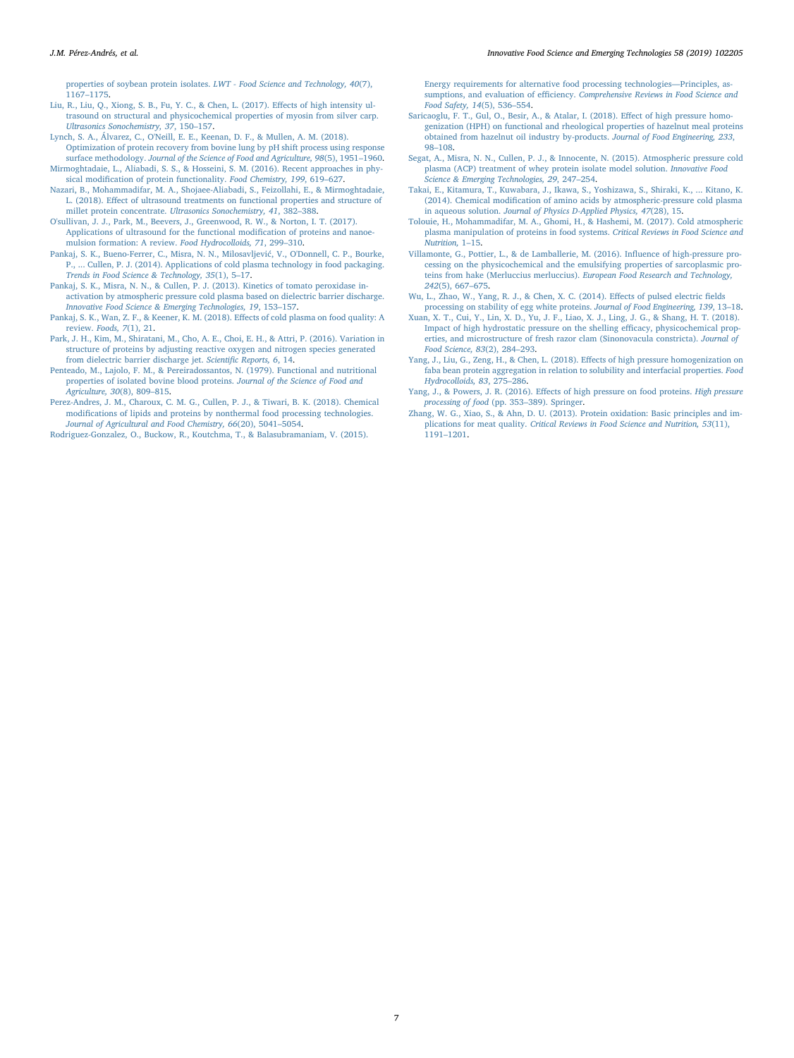properties of soybean protein isolates. *LWT - Food Science and Technology, 40*(7), 1167–1175.

Liu, R., Liu, Q., Xiong, S. B., Fu, Y. C., & Chen, L. (2017). Effects of high intensity ultrasound on structural and physicochemical properties of myosin from silver carp. *Ultrasonics Sonochemistry, 37*, 150–157.

Lynch, S. A., Álvarez, C., O'Neill, E. E., Keenan, D. F., & Mullen, A. M. (2018). Optimization of protein recovery from bovine lung by pH shift process using response surface methodology. *Journal of the Science of Food and Agriculture, 98*(5), 1951–1960.

Mirmoghtadaie, L., Aliabadi, S. S., & Hosseini, S. M. (2016). Recent approaches in physical modification of protein functionality. *Food Chemistry, 199*, 619–627.

Nazari, B., Mohammadifar, M. A., Shojaee-Aliabadi, S., Feizollahi, E., & Mirmoghtadaie, L. (2018). Effect of ultrasound treatments on functional properties and structure of millet protein concentrate. *Ultrasonics Sonochemistry, 41*, 382–388.

O'sullivan, J. J., Park, M., Beevers, J., Greenwood, R. W., & Norton, I. T. (2017). Applications of ultrasound for the functional modification of proteins and nanoemulsion formation: A review. *Food Hydrocolloids, 71*, 299–310.

Pankaj, S. K., Bueno-Ferrer, C., Misra, N. N., Milosavljević, V., O'Donnell, C. P., Bourke, P., ... Cullen, P. J. (2014). Applications of cold plasma technology in food packaging. *Trends in Food Science & Technology, 35*(1), 5–17.

Pankaj, S. K., Misra, N. N., & Cullen, P. J. (2013). Kinetics of tomato peroxidase inactivation by atmospheric pressure cold plasma based on dielectric barrier discharge. *Innovative Food Science & Emerging Technologies, 19*, 153–157.

Pankaj, S. K., Wan, Z. F., & Keener, K. M. (2018). Effects of cold plasma on food quality: A review. *Foods, 7*(1), 21.

Park, J. H., Kim, M., Shiratani, M., Cho, A. E., Choi, E. H., & Attri, P. (2016). Variation in structure of proteins by adjusting reactive oxygen and nitrogen species generated from dielectric barrier discharge jet. *Scientific Reports, 6*, 14.

Penteado, M., Lajolo, F. M., & Pereiradossantos, N. (1979). Functional and nutritional properties of isolated bovine blood proteins. *Journal of the Science of Food and Agriculture, 30*(8), 809–815.

Perez-Andres, J. M., Charoux, C. M. G., Cullen, P. J., & Tiwari, B. K. (2018). Chemical modifications of lipids and proteins by nonthermal food processing technologies. *Journal of Agricultural and Food Chemistry, 66*(20), 5041–5054.

Rodriguez-Gonzalez, O., Buckow, R., Koutchma, T., & Balasubramaniam, V. (2015). Energy requirements for alternative food processing technologies—Principles, assumptions, and evaluation of efficiency. *Comprehensive Reviews in Food Science and Food Safety, 14*(5), 536–554.

Saricaoglu, F. T., Gul, O., Besir, A., & Atalar, I. (2018). Effect of high pressure homogenization (HPH) on functional and rheological properties of hazelnut meal proteins obtained from hazelnut oil industry by-products. *Journal of Food Engineering, 233*, 98–108.

Segat, A., Misra, N. N., Cullen, P. J., & Innocente, N. (2015). Atmospheric pressure cold plasma (ACP) treatment of whey protein isolate model solution. *Innovative Food Science & Emerging Technologies, 29*, 247–254.

Takai, E., Kitamura, T., Kuwabara, J., Ikawa, S., Yoshizawa, S., Shiraki, K., ... Kitano, K. (2014). Chemical modification of amino acids by atmospheric-pressure cold plasma in aqueous solution. *Journal of Physics D-Applied Physics, 47*(28), 15.

Tolouie, H., Mohammadifar, M. A., Ghomi, H., & Hashemi, M. (2017). Cold atmospheric plasma manipulation of proteins in food systems. *Critical Reviews in Food Science and Nutrition*, 1–15.

Villamonte, G., Pottier, L., & de Lamballerie, M. (2016). Influence of high-pressure processing on the physicochemical and the emulsifying properties of sarcoplasmic proteins from hake (Merluccius merluccius). *European Food Research and Technology, 242*(5), 667–675.

Wu, L., Zhao, W., Yang, R. J., & Chen, X. C. (2014). Effects of pulsed electric fields processing on stability of egg white proteins. *Journal of Food Engineering, 139*, 13–18.

Xuan, X. T., Cui, Y., Lin, X. D., Yu, J. F., Liao, X. J., Ling, J. G., & Shang, H. T. (2018). Impact of high hydrostatic pressure on the shelling efficacy, physicochemical properties, and microstructure of fresh razor clam (Sinonovacula constricta). *Journal of Food Science, 83*(2), 284–293.

Yang, J., Liu, G., Zeng, H., & Chen, L. (2018). Effects of high pressure homogenization on faba bean protein aggregation in relation to solubility and interfacial properties. *Food Hydrocolloids, 83*, 275–286.

Yang, J., & Powers, J. R. (2016). Effects of high pressure on food proteins. *High pressure processing of food* (pp. 353–389). Springer.

Zhang, W. G., Xiao, S., & Ahn, D. U. (2013). Protein oxidation: Basic principles and implications for meat quality. *Critical Reviews in Food Science and Nutrition, 53*(11), 1191–1201.